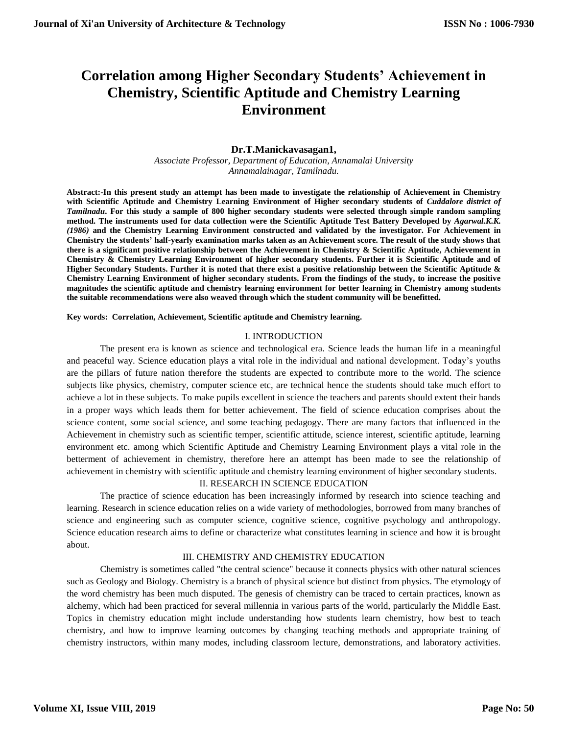# Correlation among Higher Secondary Students' Achievement in Chemistry, Scientific Aptitude and Chemistry Learning Environment

**Dr.T.Manickavasagan1,**

*Associate Professor, Department of Education, Annamalai University*
*Annamalainagar, Tamilnadu.*

**Abstract:-In this present study an attempt has been made to investigate the relationship of Achievement in Chemistry with Scientific Aptitude and Chemistry Learning Environment of Higher secondary students of *Cuddalore district of Tamilnadu*. For this study a sample of 800 higher secondary students were selected through simple random sampling method. The instruments used for data collection were the Scientific Aptitude Test Battery Developed by *Agarwal.K.K. (1986)* and the Chemistry Learning Environment constructed and validated by the investigator. For Achievement in Chemistry the students' half-yearly examination marks taken as an Achievement score. The result of the study shows that there is a significant positive relationship between the Achievement in Chemistry & Scientific Aptitude, Achievement in Chemistry & Chemistry Learning Environment of higher secondary students. Further it is Scientific Aptitude and of Higher Secondary Students. Further it is noted that there exist a positive relationship between the Scientific Aptitude & Chemistry Learning Environment of higher secondary students. From the findings of the study, to increase the positive magnitudes the scientific aptitude and chemistry learning environment for better learning in Chemistry among students the suitable recommendations were also weaved through which the student community will be benefitted.**

**Key words: Correlation, Achievement, Scientific aptitude and Chemistry learning.**

## I. INTRODUCTION

The present era is known as science and technological era. Science leads the human life in a meaningful and peaceful way. Science education plays a vital role in the individual and national development. Today's youths are the pillars of future nation therefore the students are expected to contribute more to the world. The science subjects like physics, chemistry, computer science etc, are technical hence the students should take much effort to achieve a lot in these subjects. To make pupils excellent in science the teachers and parents should extent their hands in a proper ways which leads them for better achievement. The field of science education comprises about the science content, some social science, and some teaching pedagogy. There are many factors that influenced in the Achievement in chemistry such as scientific temper, scientific attitude, science interest, scientific aptitude, learning environment etc. among which Scientific Aptitude and Chemistry Learning Environment plays a vital role in the betterment of achievement in chemistry, therefore here an attempt has been made to see the relationship of achievement in chemistry with scientific aptitude and chemistry learning environment of higher secondary students.

## II. RESEARCH IN SCIENCE EDUCATION

The practice of science education has been increasingly informed by research into science teaching and learning. Research in science education relies on a wide variety of methodologies, borrowed from many branches of science and engineering such as computer science, cognitive science, cognitive psychology and anthropology. Science education research aims to define or characterize what constitutes learning in science and how it is brought about.

## III. CHEMISTRY AND CHEMISTRY EDUCATION

Chemistry is sometimes called "the central science" because it connects physics with other natural sciences such as Geology and Biology. Chemistry is a branch of physical science but distinct from physics. The etymology of the word chemistry has been much disputed. The genesis of chemistry can be traced to certain practices, known as alchemy, which had been practiced for several millennia in various parts of the world, particularly the Middle East. Topics in chemistry education might include understanding how students learn chemistry, how best to teach chemistry, and how to improve learning outcomes by changing teaching methods and appropriate training of chemistry instructors, within many modes, including classroom lecture, demonstrations, and laboratory activities.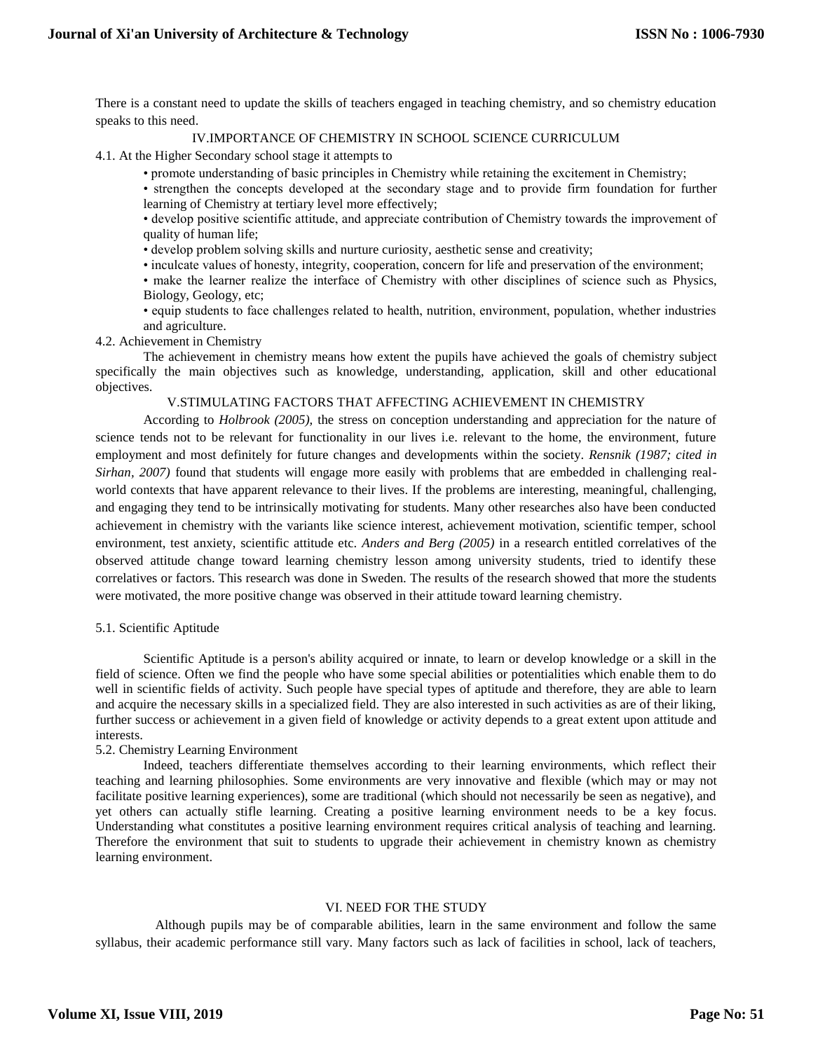There is a constant need to update the skills of teachers engaged in teaching chemistry, and so chemistry education speaks to this need.

## IV.IMPORTANCE OF CHEMISTRY IN SCHOOL SCIENCE CURRICULUM

4.1. At the Higher Secondary school stage it attempts to

- promote understanding of basic principles in Chemistry while retaining the excitement in Chemistry;
- strengthen the concepts developed at the secondary stage and to provide firm foundation for further learning of Chemistry at tertiary level more effectively;
- develop positive scientific attitude, and appreciate contribution of Chemistry towards the improvement of quality of human life;
- develop problem solving skills and nurture curiosity, aesthetic sense and creativity;
- inculcate values of honesty, integrity, cooperation, concern for life and preservation of the environment;
- make the learner realize the interface of Chemistry with other disciplines of science such as Physics, Biology, Geology, etc;
- equip students to face challenges related to health, nutrition, environment, population, whether industries and agriculture.

4.2. Achievement in Chemistry

The achievement in chemistry means how extent the pupils have achieved the goals of chemistry subject specifically the main objectives such as knowledge, understanding, application, skill and other educational objectives.

## V.STIMULATING FACTORS THAT AFFECTING ACHIEVEMENT IN CHEMISTRY

According to *Holbrook (2005),* the stress on conception understanding and appreciation for the nature of science tends not to be relevant for functionality in our lives i.e. relevant to the home, the environment, future employment and most definitely for future changes and developments within the society. *Rensnik (1987; cited in Sirhan, 2007)* found that students will engage more easily with problems that are embedded in challenging real-world contexts that have apparent relevance to their lives. If the problems are interesting, meaningful, challenging, and engaging they tend to be intrinsically motivating for students. Many other researches also have been conducted achievement in chemistry with the variants like science interest, achievement motivation, scientific temper, school environment, test anxiety, scientific attitude etc. *Anders and Berg (2005)* in a research entitled correlatives of the observed attitude change toward learning chemistry lesson among university students, tried to identify these correlatives or factors. This research was done in Sweden. The results of the research showed that more the students were motivated, the more positive change was observed in their attitude toward learning chemistry.

5.1. Scientific Aptitude

Scientific Aptitude is a person's ability acquired or innate, to learn or develop knowledge or a skill in the field of science. Often we find the people who have some special abilities or potentialities which enable them to do well in scientific fields of activity. Such people have special types of aptitude and therefore, they are able to learn and acquire the necessary skills in a specialized field. They are also interested in such activities as are of their liking, further success or achievement in a given field of knowledge or activity depends to a great extent upon attitude and interests.

5.2. Chemistry Learning Environment

Indeed, teachers differentiate themselves according to their learning environments, which reflect their teaching and learning philosophies. Some environments are very innovative and flexible (which may or may not facilitate positive learning experiences), some are traditional (which should not necessarily be seen as negative), and yet others can actually stifle learning. Creating a positive learning environment needs to be a key focus. Understanding what constitutes a positive learning environment requires critical analysis of teaching and learning. Therefore the environment that suit to students to upgrade their achievement in chemistry known as chemistry learning environment.

## VI. NEED FOR THE STUDY

Although pupils may be of comparable abilities, learn in the same environment and follow the same syllabus, their academic performance still vary. Many factors such as lack of facilities in school, lack of teachers,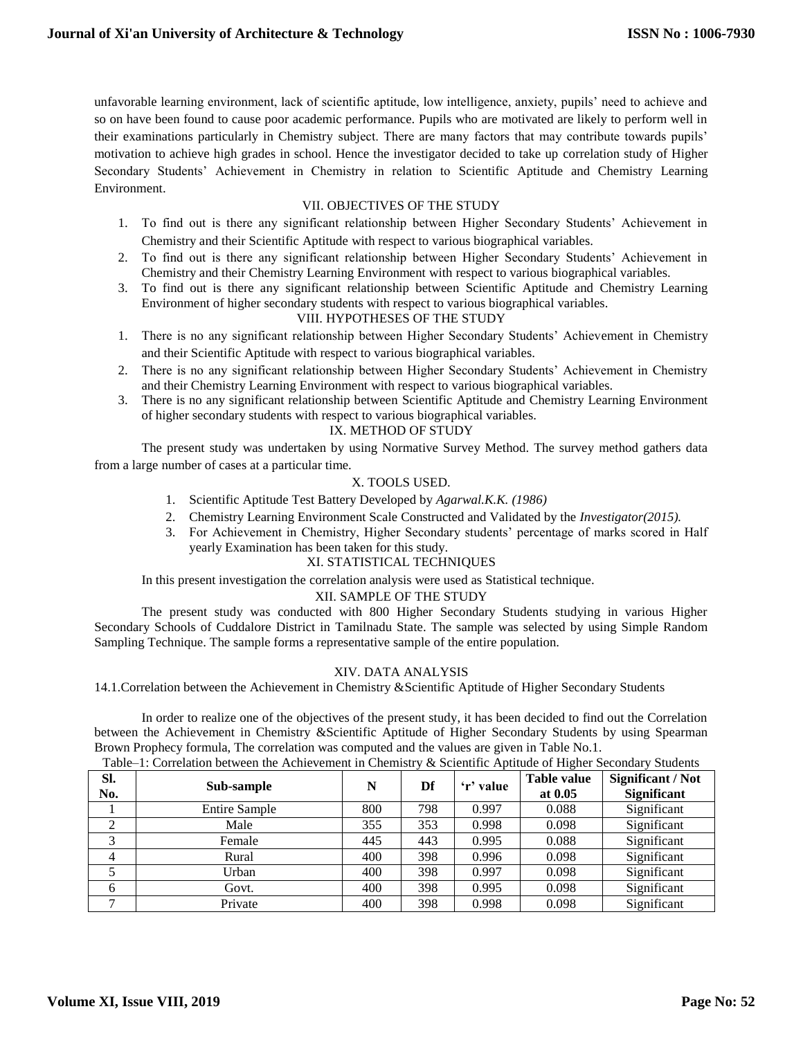unfavorable learning environment, lack of scientific aptitude, low intelligence, anxiety, pupils' need to achieve and so on have been found to cause poor academic performance. Pupils who are motivated are likely to perform well in their examinations particularly in Chemistry subject. There are many factors that may contribute towards pupils' motivation to achieve high grades in school. Hence the investigator decided to take up correlation study of Higher Secondary Students' Achievement in Chemistry in relation to Scientific Aptitude and Chemistry Learning Environment.

## VII. OBJECTIVES OF THE STUDY

1. To find out is there any significant relationship between Higher Secondary Students' Achievement in Chemistry and their Scientific Aptitude with respect to various biographical variables.
2. To find out is there any significant relationship between Higher Secondary Students' Achievement in Chemistry and their Chemistry Learning Environment with respect to various biographical variables.
3. To find out is there any significant relationship between Scientific Aptitude and Chemistry Learning Environment of higher secondary students with respect to various biographical variables.

## VIII. HYPOTHESES OF THE STUDY

1. There is no any significant relationship between Higher Secondary Students' Achievement in Chemistry and their Scientific Aptitude with respect to various biographical variables.
2. There is no any significant relationship between Higher Secondary Students' Achievement in Chemistry and their Chemistry Learning Environment with respect to various biographical variables.
3. There is no any significant relationship between Scientific Aptitude and Chemistry Learning Environment of higher secondary students with respect to various biographical variables.

## IX. METHOD OF STUDY

The present study was undertaken by using Normative Survey Method. The survey method gathers data from a large number of cases at a particular time.

## X. TOOLS USED.

1. Scientific Aptitude Test Battery Developed by *Agarwal.K.K. (1986)*
2. Chemistry Learning Environment Scale Constructed and Validated by the *Investigator(2015).*
3. For Achievement in Chemistry, Higher Secondary students' percentage of marks scored in Half yearly Examination has been taken for this study.

## XI. STATISTICAL TECHNIQUES

In this present investigation the correlation analysis were used as Statistical technique.

## XII. SAMPLE OF THE STUDY

The present study was conducted with 800 Higher Secondary Students studying in various Higher Secondary Schools of Cuddalore District in Tamilnadu State. The sample was selected by using Simple Random Sampling Technique. The sample forms a representative sample of the entire population.

## XIV. DATA ANALYSIS

14.1.Correlation between the Achievement in Chemistry &Scientific Aptitude of Higher Secondary Students

In order to realize one of the objectives of the present study, it has been decided to find out the Correlation between the Achievement in Chemistry &Scientific Aptitude of Higher Secondary Students by using Spearman Brown Prophecy formula, The correlation was computed and the values are given in Table No.1.

Table–1: Correlation between the Achievement in Chemistry & Scientific Aptitude of Higher Secondary Students

| Sl. No. | Sub-sample | N | Df | 'r' value | Table value at 0.05 | Significant / Not Significant |
|---|---|---|---|---|---|---|
| 1 | Entire Sample | 800 | 798 | 0.997 | 0.088 | Significant |
| 2 | Male | 355 | 353 | 0.998 | 0.098 | Significant |
| 3 | Female | 445 | 443 | 0.995 | 0.088 | Significant |
| 4 | Rural | 400 | 398 | 0.996 | 0.098 | Significant |
| 5 | Urban | 400 | 398 | 0.997 | 0.098 | Significant |
| 6 | Govt. | 400 | 398 | 0.995 | 0.098 | Significant |
| 7 | Private | 400 | 398 | 0.998 | 0.098 | Significant |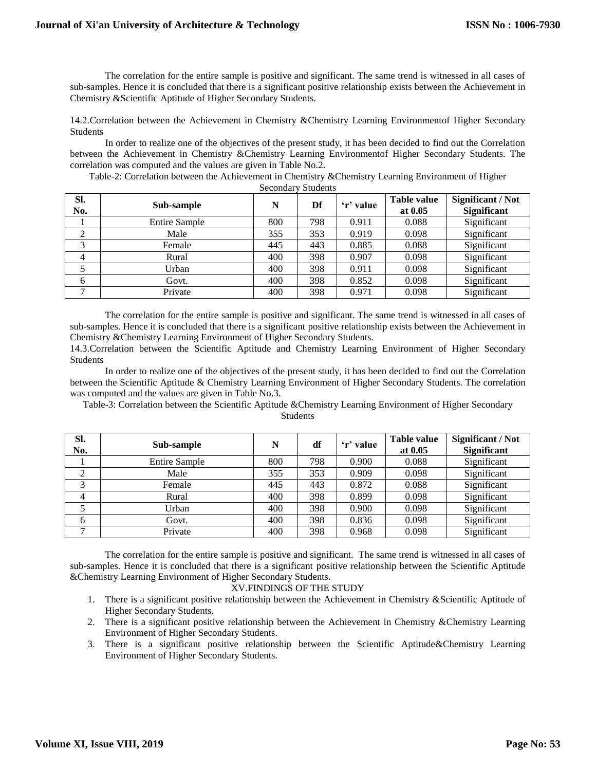The correlation for the entire sample is positive and significant. The same trend is witnessed in all cases of sub-samples. Hence it is concluded that there is a significant positive relationship exists between the Achievement in Chemistry &Scientific Aptitude of Higher Secondary Students.

14.2.Correlation between the Achievement in Chemistry &Chemistry Learning Environmentof Higher Secondary Students

In order to realize one of the objectives of the present study, it has been decided to find out the Correlation between the Achievement in Chemistry &Chemistry Learning Environmentof Higher Secondary Students. The correlation was computed and the values are given in Table No.2.

Table-2: Correlation between the Achievement in Chemistry &Chemistry Learning Environment of Higher Secondary Students

| Sl. No. | Sub-sample | N | Df | 'r' value | Table value at 0.05 | Significant / Not Significant |
|---|---|---|---|---|---|---|
| 1 | Entire Sample | 800 | 798 | 0.911 | 0.088 | Significant |
| 2 | Male | 355 | 353 | 0.919 | 0.098 | Significant |
| 3 | Female | 445 | 443 | 0.885 | 0.088 | Significant |
| 4 | Rural | 400 | 398 | 0.907 | 0.098 | Significant |
| 5 | Urban | 400 | 398 | 0.911 | 0.098 | Significant |
| 6 | Govt. | 400 | 398 | 0.852 | 0.098 | Significant |
| 7 | Private | 400 | 398 | 0.971 | 0.098 | Significant |

The correlation for the entire sample is positive and significant. The same trend is witnessed in all cases of sub-samples. Hence it is concluded that there is a significant positive relationship exists between the Achievement in Chemistry &Chemistry Learning Environment of Higher Secondary Students.

14.3.Correlation between the Scientific Aptitude and Chemistry Learning Environment of Higher Secondary Students

In order to realize one of the objectives of the present study, it has been decided to find out the Correlation between the Scientific Aptitude & Chemistry Learning Environment of Higher Secondary Students. The correlation was computed and the values are given in Table No.3.

Table-3: Correlation between the Scientific Aptitude &Chemistry Learning Environment of Higher Secondary Students

| Sl. No. | Sub-sample | N | df | 'r' value | Table value at 0.05 | Significant / Not Significant |
|---|---|---|---|---|---|---|
| 1 | Entire Sample | 800 | 798 | 0.900 | 0.088 | Significant |
| 2 | Male | 355 | 353 | 0.909 | 0.098 | Significant |
| 3 | Female | 445 | 443 | 0.872 | 0.088 | Significant |
| 4 | Rural | 400 | 398 | 0.899 | 0.098 | Significant |
| 5 | Urban | 400 | 398 | 0.900 | 0.098 | Significant |
| 6 | Govt. | 400 | 398 | 0.836 | 0.098 | Significant |
| 7 | Private | 400 | 398 | 0.968 | 0.098 | Significant |

The correlation for the entire sample is positive and significant. The same trend is witnessed in all cases of sub-samples. Hence it is concluded that there is a significant positive relationship between the Scientific Aptitude &Chemistry Learning Environment of Higher Secondary Students.

## XV.FINDINGS OF THE STUDY

1. There is a significant positive relationship between the Achievement in Chemistry &Scientific Aptitude of Higher Secondary Students.
2. There is a significant positive relationship between the Achievement in Chemistry &Chemistry Learning Environment of Higher Secondary Students.
3. There is a significant positive relationship between the Scientific Aptitude&Chemistry Learning Environment of Higher Secondary Students.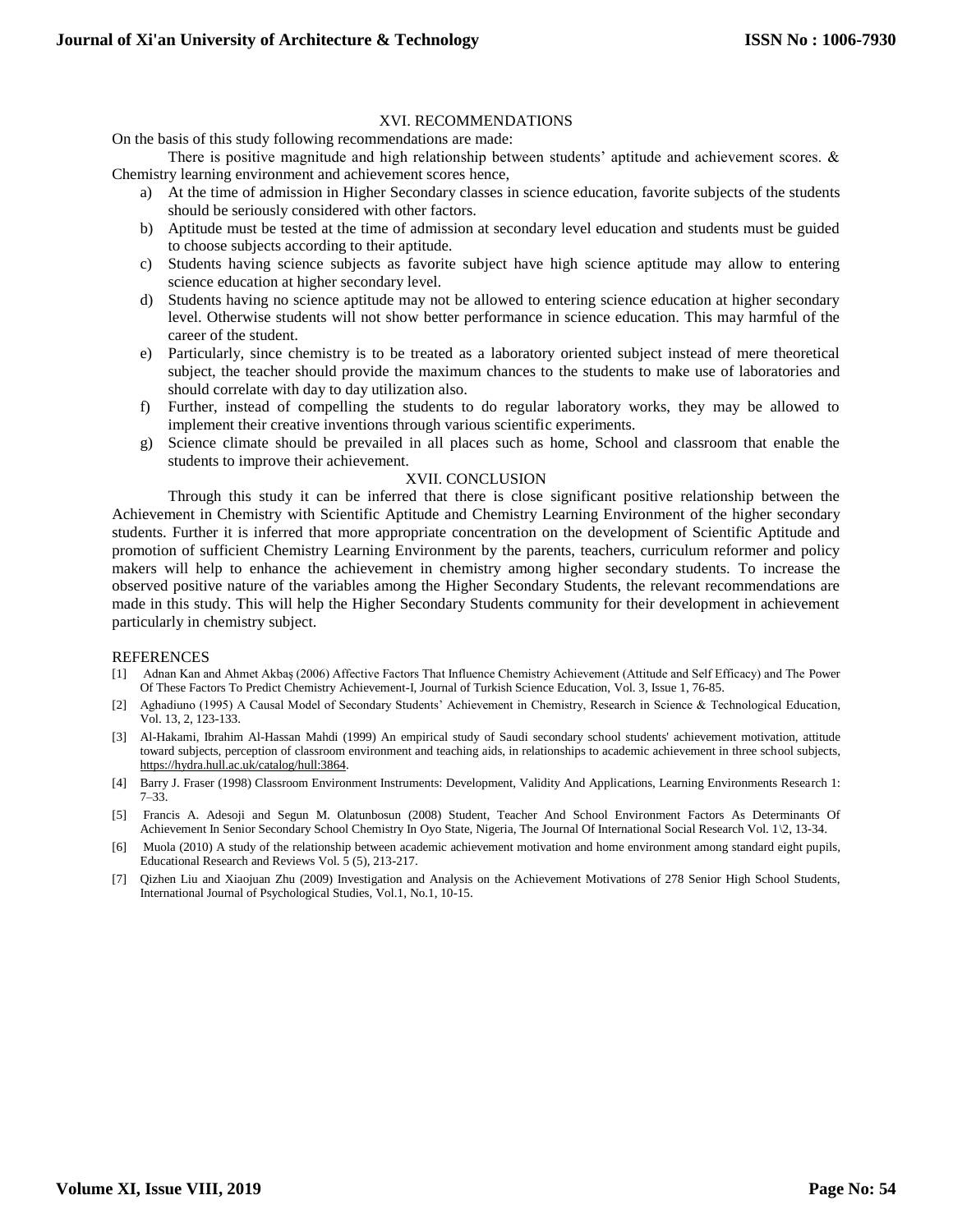## XVI. RECOMMENDATIONS

On the basis of this study following recommendations are made:

There is positive magnitude and high relationship between students' aptitude and achievement scores. & Chemistry learning environment and achievement scores hence,

a) At the time of admission in Higher Secondary classes in science education, favorite subjects of the students should be seriously considered with other factors.
b) Aptitude must be tested at the time of admission at secondary level education and students must be guided to choose subjects according to their aptitude.
c) Students having science subjects as favorite subject have high science aptitude may allow to entering science education at higher secondary level.
d) Students having no science aptitude may not be allowed to entering science education at higher secondary level. Otherwise students will not show better performance in science education. This may harmful of the career of the student.
e) Particularly, since chemistry is to be treated as a laboratory oriented subject instead of mere theoretical subject, the teacher should provide the maximum chances to the students to make use of laboratories and should correlate with day to day utilization also.
f) Further, instead of compelling the students to do regular laboratory works, they may be allowed to implement their creative inventions through various scientific experiments.
g) Science climate should be prevailed in all places such as home, School and classroom that enable the students to improve their achievement.

## XVII. CONCLUSION

Through this study it can be inferred that there is close significant positive relationship between the Achievement in Chemistry with Scientific Aptitude and Chemistry Learning Environment of the higher secondary students. Further it is inferred that more appropriate concentration on the development of Scientific Aptitude and promotion of sufficient Chemistry Learning Environment by the parents, teachers, curriculum reformer and policy makers will help to enhance the achievement in chemistry among higher secondary students. To increase the observed positive nature of the variables among the Higher Secondary Students, the relevant recommendations are made in this study. This will help the Higher Secondary Students community for their development in achievement particularly in chemistry subject.

## REFERENCES

[1] Adnan Kan and Ahmet Akbaş (2006) Affective Factors That Influence Chemistry Achievement (Attitude and Self Efficacy) and The Power Of These Factors To Predict Chemistry Achievement-I, Journal of Turkish Science Education, Vol. 3, Issue 1, 76-85.

[2] Aghadiuno (1995) A Causal Model of Secondary Students' Achievement in Chemistry, Research in Science & Technological Education, Vol. 13, 2, 123-133.

[3] Al-Hakami, Ibrahim Al-Hassan Mahdi (1999) An empirical study of Saudi secondary school students' achievement motivation, attitude toward subjects, perception of classroom environment and teaching aids, in relationships to academic achievement in three school subjects, https://hydra.hull.ac.uk/catalog/hull:3864.

[4] Barry J. Fraser (1998) Classroom Environment Instruments: Development, Validity And Applications, Learning Environments Research 1: 7–33.

[5] Francis A. Adesoji and Segun M. Olatunbosun (2008) Student, Teacher And School Environment Factors As Determinants Of Achievement In Senior Secondary School Chemistry In Oyo State, Nigeria, The Journal Of International Social Research Vol. 1\2, 13-34.

[6] Muola (2010) A study of the relationship between academic achievement motivation and home environment among standard eight pupils, Educational Research and Reviews Vol. 5 (5), 213-217.

[7] Qizhen Liu and Xiaojuan Zhu (2009) Investigation and Analysis on the Achievement Motivations of 278 Senior High School Students, International Journal of Psychological Studies, Vol.1, No.1, 10-15.